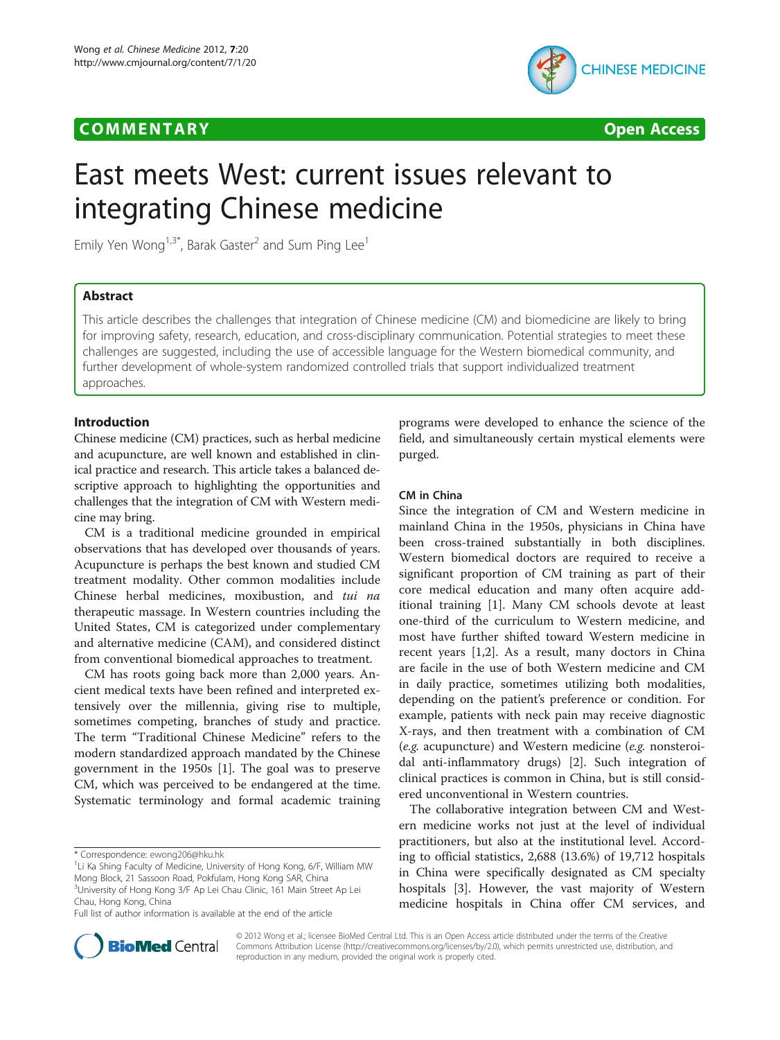**COMMENTARY** **Open Access**

# East meets West: current issues relevant to integrating Chinese medicine

Emily Yen Wong[1,3*], Barak Gaster[2] and Sum Ping Lee[1]

## Abstract

This article describes the challenges that integration of Chinese medicine (CM) and biomedicine are likely to bring for improving safety, research, education, and cross-disciplinary communication. Potential strategies to meet these challenges are suggested, including the use of accessible language for the Western biomedical community, and further development of whole-system randomized controlled trials that support individualized treatment approaches.

## Introduction

Chinese medicine (CM) practices, such as herbal medicine and acupuncture, are well known and established in clinical practice and research. This article takes a balanced descriptive approach to highlighting the opportunities and challenges that the integration of CM with Western medicine may bring.

CM is a traditional medicine grounded in empirical observations that has developed over thousands of years. Acupuncture is perhaps the best known and studied CM treatment modality. Other common modalities include Chinese herbal medicines, moxibustion, and *tui na* therapeutic massage. In Western countries including the United States, CM is categorized under complementary and alternative medicine (CAM), and considered distinct from conventional biomedical approaches to treatment.

CM has roots going back more than 2,000 years. Ancient medical texts have been refined and interpreted extensively over the millennia, giving rise to multiple, sometimes competing, branches of study and practice. The term "Traditional Chinese Medicine" refers to the modern standardized approach mandated by the Chinese government in the 1950s [1]. The goal was to preserve CM, which was perceived to be endangered at the time. Systematic terminology and formal academic training programs were developed to enhance the science of the field, and simultaneously certain mystical elements were purged.

### CM in China

Since the integration of CM and Western medicine in mainland China in the 1950s, physicians in China have been cross-trained substantially in both disciplines. Western biomedical doctors are required to receive a significant proportion of CM training as part of their core medical education and many often acquire additional training [1]. Many CM schools devote at least one-third of the curriculum to Western medicine, and most have further shifted toward Western medicine in recent years [1,2]. As a result, many doctors in China are facile in the use of both Western medicine and CM in daily practice, sometimes utilizing both modalities, depending on the patient's preference or condition. For example, patients with neck pain may receive diagnostic X-rays, and then treatment with a combination of CM (*e.g.* acupuncture) and Western medicine (*e.g.* nonsteroidal anti-inflammatory drugs) [2]. Such integration of clinical practices is common in China, but is still considered unconventional in Western countries.

The collaborative integration between CM and Western medicine works not just at the level of individual practitioners, but also at the institutional level. According to official statistics, 2,688 (13.6%) of 19,712 hospitals in China were specifically designated as CM specialty hospitals [3]. However, the vast majority of Western medicine hospitals in China offer CM services, and

\* Correspondence: ewong206@hku.hk
[1]Li Ka Shing Faculty of Medicine, University of Hong Kong, 6/F, William MW Mong Block, 21 Sassoon Road, Pokfulam, Hong Kong SAR, China
[3]University of Hong Kong 3/F Ap Lei Chau Clinic, 161 Main Street Ap Lei Chau, Hong Kong, China
Full list of author information is available at the end of the article

© 2012 Wong et al.; licensee BioMed Central Ltd. This is an Open Access article distributed under the terms of the Creative Commons Attribution License (http://creativecommons.org/licenses/by/2.0), which permits unrestricted use, distribution, and reproduction in any medium, provided the original work is properly cited.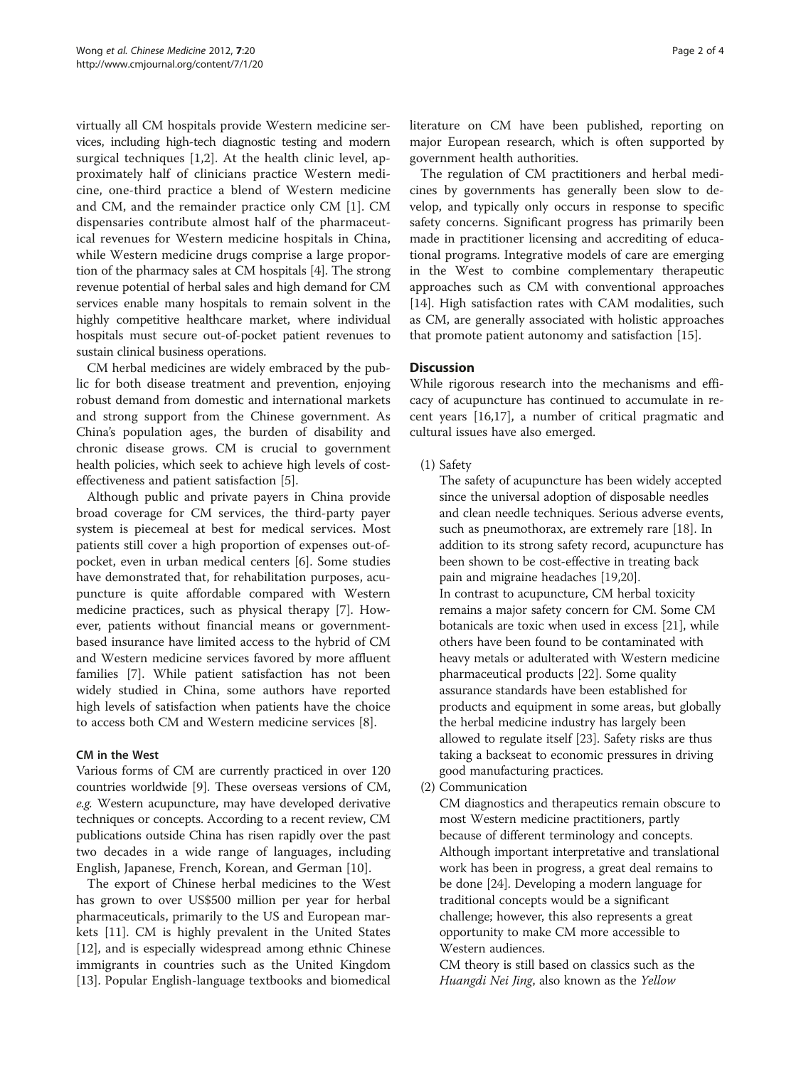virtually all CM hospitals provide Western medicine services, including high-tech diagnostic testing and modern surgical techniques [1,2]. At the health clinic level, approximately half of clinicians practice Western medicine, one-third practice a blend of Western medicine and CM, and the remainder practice only CM [1]. CM dispensaries contribute almost half of the pharmaceutical revenues for Western medicine hospitals in China, while Western medicine drugs comprise a large proportion of the pharmacy sales at CM hospitals [4]. The strong revenue potential of herbal sales and high demand for CM services enable many hospitals to remain solvent in the highly competitive healthcare market, where individual hospitals must secure out-of-pocket patient revenues to sustain clinical business operations.

CM herbal medicines are widely embraced by the public for both disease treatment and prevention, enjoying robust demand from domestic and international markets and strong support from the Chinese government. As China's population ages, the burden of disability and chronic disease grows. CM is crucial to government health policies, which seek to achieve high levels of cost-effectiveness and patient satisfaction [5].

Although public and private payers in China provide broad coverage for CM services, the third-party payer system is piecemeal at best for medical services. Most patients still cover a high proportion of expenses out-of-pocket, even in urban medical centers [6]. Some studies have demonstrated that, for rehabilitation purposes, acupuncture is quite affordable compared with Western medicine practices, such as physical therapy [7]. However, patients without financial means or government-based insurance have limited access to the hybrid of CM and Western medicine services favored by more affluent families [7]. While patient satisfaction has not been widely studied in China, some authors have reported high levels of satisfaction when patients have the choice to access both CM and Western medicine services [8].

### CM in the West

Various forms of CM are currently practiced in over 120 countries worldwide [9]. These overseas versions of CM, *e.g.* Western acupuncture, may have developed derivative techniques or concepts. According to a recent review, CM publications outside China has risen rapidly over the past two decades in a wide range of languages, including English, Japanese, French, Korean, and German [10].

The export of Chinese herbal medicines to the West has grown to over US$500 million per year for herbal pharmaceuticals, primarily to the US and European markets [11]. CM is highly prevalent in the United States [12], and is especially widespread among ethnic Chinese immigrants in countries such as the United Kingdom [13]. Popular English-language textbooks and biomedical literature on CM have been published, reporting on major European research, which is often supported by government health authorities.

The regulation of CM practitioners and herbal medicines by governments has generally been slow to develop, and typically only occurs in response to specific safety concerns. Significant progress has primarily been made in practitioner licensing and accrediting of educational programs. Integrative models of care are emerging in the West to combine complementary therapeutic approaches such as CM with conventional approaches [14]. High satisfaction rates with CAM modalities, such as CM, are generally associated with holistic approaches that promote patient autonomy and satisfaction [15].

## Discussion

While rigorous research into the mechanisms and efficacy of acupuncture has continued to accumulate in recent years [16,17], a number of critical pragmatic and cultural issues have also emerged.

(1) Safety

The safety of acupuncture has been widely accepted since the universal adoption of disposable needles and clean needle techniques. Serious adverse events, such as pneumothorax, are extremely rare [18]. In addition to its strong safety record, acupuncture has been shown to be cost-effective in treating back pain and migraine headaches [19,20].

In contrast to acupuncture, CM herbal toxicity remains a major safety concern for CM. Some CM botanicals are toxic when used in excess [21], while others have been found to be contaminated with heavy metals or adulterated with Western medicine pharmaceutical products [22]. Some quality assurance standards have been established for products and equipment in some areas, but globally the herbal medicine industry has largely been allowed to regulate itself [23]. Safety risks are thus taking a backseat to economic pressures in driving good manufacturing practices.

(2) Communication

CM diagnostics and therapeutics remain obscure to most Western medicine practitioners, partly because of different terminology and concepts. Although important interpretative and translational work has been in progress, a great deal remains to be done [24]. Developing a modern language for traditional concepts would be a significant challenge; however, this also represents a great opportunity to make CM more accessible to Western audiences.

CM theory is still based on classics such as the *Huangdi Nei Jing*, also known as the *Yellow*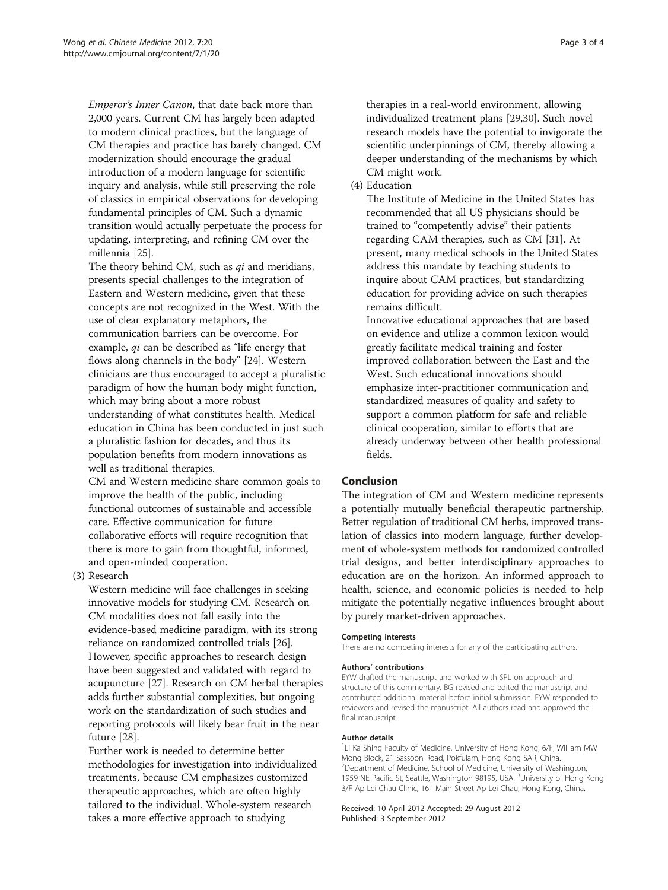*Emperor's Inner Canon*, that date back more than 2,000 years. Current CM has largely been adapted to modern clinical practices, but the language of CM therapies and practice has barely changed. CM modernization should encourage the gradual introduction of a modern language for scientific inquiry and analysis, while still preserving the role of classics in empirical observations for developing fundamental principles of CM. Such a dynamic transition would actually perpetuate the process for updating, interpreting, and refining CM over the millennia [25].

The theory behind CM, such as *qi* and meridians, presents special challenges to the integration of Eastern and Western medicine, given that these concepts are not recognized in the West. With the use of clear explanatory metaphors, the communication barriers can be overcome. For example, *qi* can be described as "life energy that flows along channels in the body" [24]. Western clinicians are thus encouraged to accept a pluralistic paradigm of how the human body might function, which may bring about a more robust understanding of what constitutes health. Medical education in China has been conducted in just such a pluralistic fashion for decades, and thus its population benefits from modern innovations as well as traditional therapies.

CM and Western medicine share common goals to improve the health of the public, including functional outcomes of sustainable and accessible care. Effective communication for future collaborative efforts will require recognition that there is more to gain from thoughtful, informed, and open-minded cooperation.

(3) Research

Western medicine will face challenges in seeking innovative models for studying CM. Research on CM modalities does not fall easily into the evidence-based medicine paradigm, with its strong reliance on randomized controlled trials [26]. However, specific approaches to research design have been suggested and validated with regard to acupuncture [27]. Research on CM herbal therapies adds further substantial complexities, but ongoing work on the standardization of such studies and reporting protocols will likely bear fruit in the near future [28].

Further work is needed to determine better methodologies for investigation into individualized treatments, because CM emphasizes customized therapeutic approaches, which are often highly tailored to the individual. Whole-system research takes a more effective approach to studying therapies in a real-world environment, allowing individualized treatment plans [29,30]. Such novel research models have the potential to invigorate the scientific underpinnings of CM, thereby allowing a deeper understanding of the mechanisms by which CM might work.

(4) Education

The Institute of Medicine in the United States has recommended that all US physicians should be trained to "competently advise" their patients regarding CAM therapies, such as CM [31]. At present, many medical schools in the United States address this mandate by teaching students to inquire about CAM practices, but standardizing education for providing advice on such therapies remains difficult.

Innovative educational approaches that are based on evidence and utilize a common lexicon would greatly facilitate medical training and foster improved collaboration between the East and the West. Such educational innovations should emphasize inter-practitioner communication and standardized measures of quality and safety to support a common platform for safe and reliable clinical cooperation, similar to efforts that are already underway between other health professional fields.

## Conclusion

The integration of CM and Western medicine represents a potentially mutually beneficial therapeutic partnership. Better regulation of traditional CM herbs, improved translation of classics into modern language, further development of whole-system methods for randomized controlled trial designs, and better interdisciplinary approaches to education are on the horizon. An informed approach to health, science, and economic policies is needed to help mitigate the potentially negative influences brought about by purely market-driven approaches.

#### Competing interests

There are no competing interests for any of the participating authors.

#### Authors' contributions

EYW drafted the manuscript and worked with SPL on approach and structure of this commentary. BG revised and edited the manuscript and contributed additional material before initial submission. EYW responded to reviewers and revised the manuscript. All authors read and approved the final manuscript.

#### Author details

[1]Li Ka Shing Faculty of Medicine, University of Hong Kong, 6/F, William MW Mong Block, 21 Sassoon Road, Pokfulam, Hong Kong SAR, China. [2]Department of Medicine, School of Medicine, University of Washington, 1959 NE Pacific St, Seattle, Washington 98195, USA. [3]University of Hong Kong 3/F Ap Lei Chau Clinic, 161 Main Street Ap Lei Chau, Hong Kong, China.

Received: 10 April 2012 Accepted: 29 August 2012
Published: 3 September 2012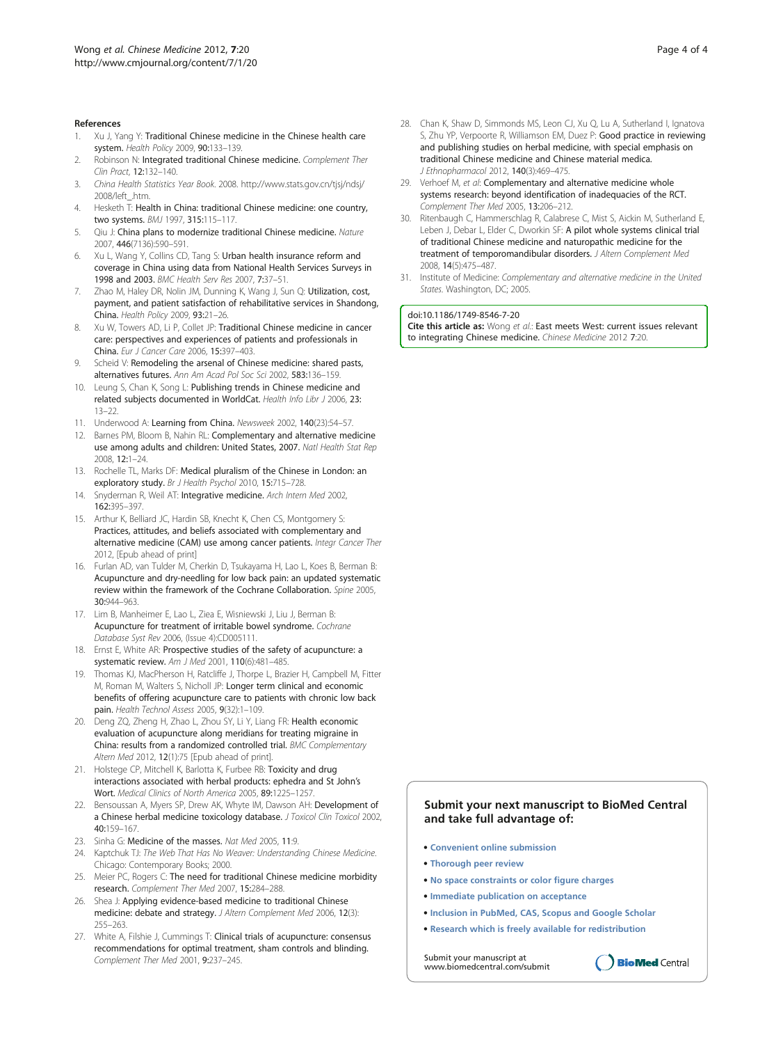## References

1. Xu J, Yang Y: **Traditional Chinese medicine in the Chinese health care system.** *Health Policy* 2009, **90:**133–139.
2. Robinson N: **Integrated traditional Chinese medicine.** *Complement Ther Clin Pract*, **12:**132–140.
3. *China Health Statistics Year Book*. 2008. http://www.stats.gov.cn/tjsj/ndsj/2008/left_.htm.
4. Hesketh T: **Health in China: traditional Chinese medicine: one country, two systems.** *BMJ* 1997, **315:**115–117.
5. Qiu J: **China plans to modernize traditional Chinese medicine.** *Nature* 2007, **446**(7136):590–591.
6. Xu L, Wang Y, Collins CD, Tang S: **Urban health insurance reform and coverage in China using data from National Health Services Surveys in 1998 and 2003.** *BMC Health Serv Res* 2007, **7:**37–51.
7. Zhao M, Haley DR, Nolin JM, Dunning K, Wang J, Sun Q: **Utilization, cost, payment, and patient satisfaction of rehabilitative services in Shandong, China.** *Health Policy* 2009, **93:**21–26.
8. Xu W, Towers AD, Li P, Collet JP: **Traditional Chinese medicine in cancer care: perspectives and experiences of patients and professionals in China.** *Eur J Cancer Care* 2006, **15:**397–403.
9. Scheid V: **Remodeling the arsenal of Chinese medicine: shared pasts, alternatives futures.** *Ann Am Acad Pol Soc Sci* 2002, **583:**136–159.
10. Leung S, Chan K, Song L: **Publishing trends in Chinese medicine and related subjects documented in WorldCat.** *Health Info Libr J* 2006, **23:** 13–22.
11. Underwood A: **Learning from China.** *Newsweek* 2002, **140**(23):54–57.
12. Barnes PM, Bloom B, Nahin RL: **Complementary and alternative medicine use among adults and children: United States, 2007.** *Natl Health Stat Rep* 2008, **12:**1–24.
13. Rochelle TL, Marks DF: **Medical pluralism of the Chinese in London: an exploratory study.** *Br J Health Psychol* 2010, **15:**715–728.
14. Snyderman R, Weil AT: **Integrative medicine.** *Arch Intern Med* 2002, **162:**395–397.
15. Arthur K, Belliard JC, Hardin SB, Knecht K, Chen CS, Montgomery S: **Practices, attitudes, and beliefs associated with complementary and alternative medicine (CAM) use among cancer patients.** *Integr Cancer Ther* 2012, [Epub ahead of print]
16. Furlan AD, van Tulder M, Cherkin D, Tsukayama H, Lao L, Koes B, Berman B: **Acupuncture and dry-needling for low back pain: an updated systematic review within the framework of the Cochrane Collaboration.** *Spine* 2005, **30:**944–963.
17. Lim B, Manheimer E, Lao L, Ziea E, Wisniewski J, Liu J, Berman B: **Acupuncture for treatment of irritable bowel syndrome.** *Cochrane Database Syst Rev* 2006, (Issue 4):CD005111.
18. Ernst E, White AR: **Prospective studies of the safety of acupuncture: a systematic review.** *Am J Med* 2001, **110**(6):481–485.
19. Thomas KJ, MacPherson H, Ratcliffe J, Thorpe L, Brazier H, Campbell M, Fitter M, Roman M, Walters S, Nicholl JP: **Longer term clinical and economic benefits of offering acupuncture care to patients with chronic low back pain.** *Health Technol Assess* 2005, **9**(32):1–109.
20. Deng ZQ, Zheng H, Zhao L, Zhou SY, Li Y, Liang FR: **Health economic evaluation of acupuncture along meridians for treating migraine in China: results from a randomized controlled trial.** *BMC Complementary Altern Med* 2012, **12**(1):75 [Epub ahead of print].
21. Holstege CP, Mitchell K, Barlotta K, Furbee RB: **Toxicity and drug interactions associated with herbal products: ephedra and St John's Wort.** *Medical Clinics of North America* 2005, **89:**1225–1257.
22. Bensoussan A, Myers SP, Drew AK, Whyte IM, Dawson AH: **Development of a Chinese herbal medicine toxicology database.** *J Toxicol Clin Toxicol* 2002, **40:**159–167.
23. Sinha G: **Medicine of the masses.** *Nat Med* 2005, **11:**9.
24. Kaptchuk TJ: *The Web That Has No Weaver: Understanding Chinese Medicine*. Chicago: Contemporary Books; 2000.
25. Meier PC, Rogers C: **The need for traditional Chinese medicine morbidity research.** *Complement Ther Med* 2007, **15:**284–288.
26. Shea J: **Applying evidence-based medicine to traditional Chinese medicine: debate and strategy.** *J Altern Complement Med* 2006, **12**(3): 255–263.
27. White A, Filshie J, Cummings T: **Clinical trials of acupuncture: consensus recommendations for optimal treatment, sham controls and blinding.** *Complement Ther Med* 2001, **9:**237–245.
28. Chan K, Shaw D, Simmonds MS, Leon CJ, Xu Q, Lu A, Sutherland I, Ignatova S, Zhu YP, Verpoorte R, Williamson EM, Duez P: **Good practice in reviewing and publishing studies on herbal medicine, with special emphasis on traditional Chinese medicine and Chinese material medica.** *J Ethnopharmacol* 2012, **140**(3):469–475.
29. Verhoef M, *et al*: **Complementary and alternative medicine whole systems research: beyond identification of inadequacies of the RCT.** *Complement Ther Med* 2005, **13:**206–212.
30. Ritenbaugh C, Hammerschlag R, Calabrese C, Mist S, Aickin M, Sutherland E, Leben J, Debar L, Elder C, Dworkin SF: **A pilot whole systems clinical trial of traditional Chinese medicine and naturopathic medicine for the treatment of temporomandibular disorders.** *J Altern Complement Med* 2008, **14**(5):475–487.
31. Institute of Medicine: *Complementary and alternative medicine in the United States*. Washington, DC; 2005.

doi:10.1186/1749-8546-7-20

**Cite this article as:** Wong *et al.*: East meets West: current issues relevant to integrating Chinese medicine. *Chinese Medicine* 2012 **7**:20.

**Submit your next manuscript to BioMed Central and take full advantage of:**

- **Convenient online submission**
- **Thorough peer review**
- **No space constraints or color figure charges**
- **Immediate publication on acceptance**
- **Inclusion in PubMed, CAS, Scopus and Google Scholar**
- **Research which is freely available for redistribution**

Submit your manuscript at www.biomedcentral.com/submit